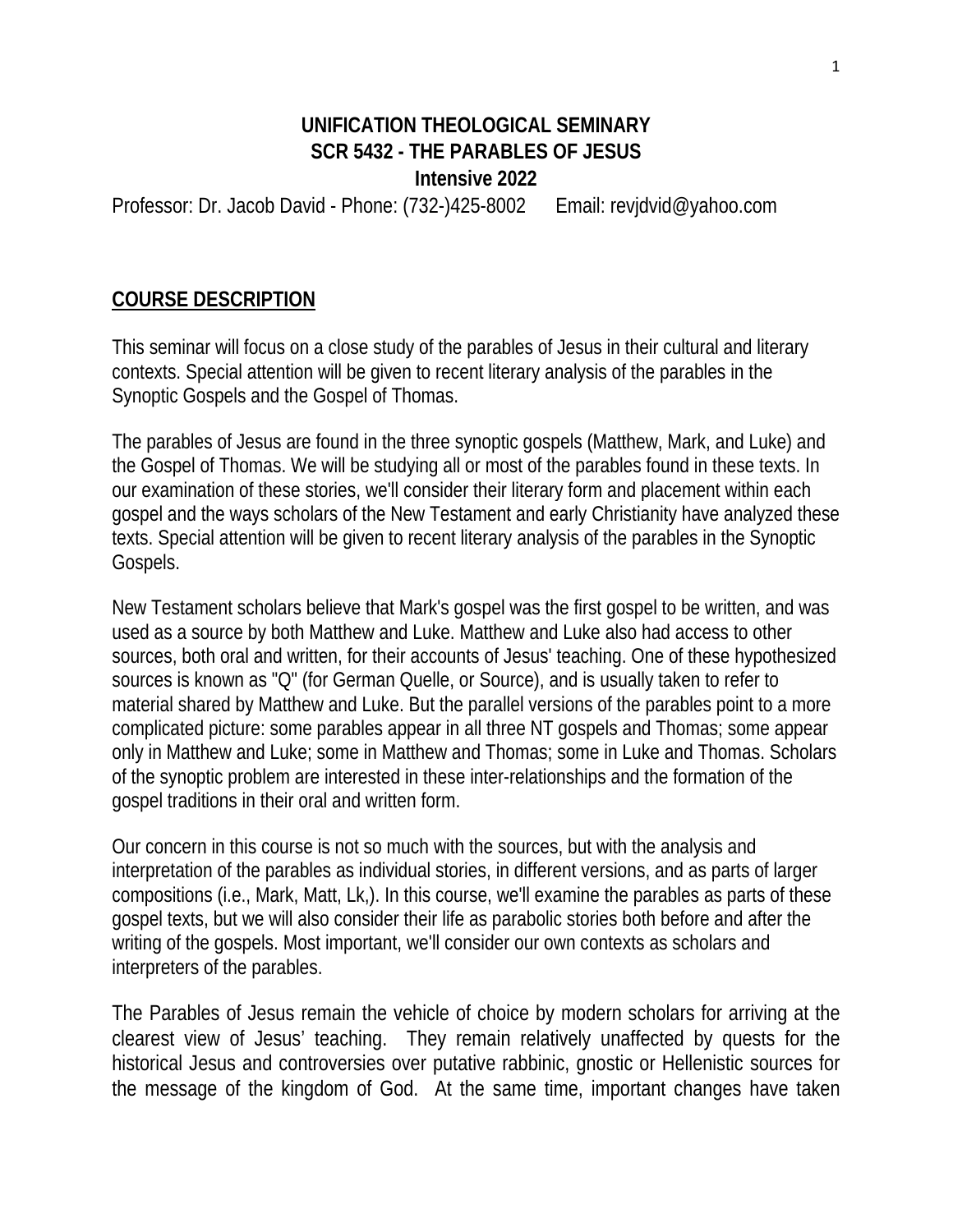**UNIFICATION THEOLOGICAL SEMINARY**
**SCR 5432 - THE PARABLES OF JESUS**
**Intensive 2022**

Professor: Dr. Jacob David - Phone: (732-)425-8002 Email: revjdvid@yahoo.com

## COURSE DESCRIPTION

This seminar will focus on a close study of the parables of Jesus in their cultural and literary contexts. Special attention will be given to recent literary analysis of the parables in the Synoptic Gospels and the Gospel of Thomas.

The parables of Jesus are found in the three synoptic gospels (Matthew, Mark, and Luke) and the Gospel of Thomas. We will be studying all or most of the parables found in these texts. In our examination of these stories, we'll consider their literary form and placement within each gospel and the ways scholars of the New Testament and early Christianity have analyzed these texts. Special attention will be given to recent literary analysis of the parables in the Synoptic Gospels.

New Testament scholars believe that Mark's gospel was the first gospel to be written, and was used as a source by both Matthew and Luke. Matthew and Luke also had access to other sources, both oral and written, for their accounts of Jesus' teaching. One of these hypothesized sources is known as "Q" (for German Quelle, or Source), and is usually taken to refer to material shared by Matthew and Luke. But the parallel versions of the parables point to a more complicated picture: some parables appear in all three NT gospels and Thomas; some appear only in Matthew and Luke; some in Matthew and Thomas; some in Luke and Thomas. Scholars of the synoptic problem are interested in these inter-relationships and the formation of the gospel traditions in their oral and written form.

Our concern in this course is not so much with the sources, but with the analysis and interpretation of the parables as individual stories, in different versions, and as parts of larger compositions (i.e., Mark, Matt, Lk,). In this course, we'll examine the parables as parts of these gospel texts, but we will also consider their life as parabolic stories both before and after the writing of the gospels. Most important, we'll consider our own contexts as scholars and interpreters of the parables.

The Parables of Jesus remain the vehicle of choice by modern scholars for arriving at the clearest view of Jesus' teaching. They remain relatively unaffected by quests for the historical Jesus and controversies over putative rabbinic, gnostic or Hellenistic sources for the message of the kingdom of God. At the same time, important changes have taken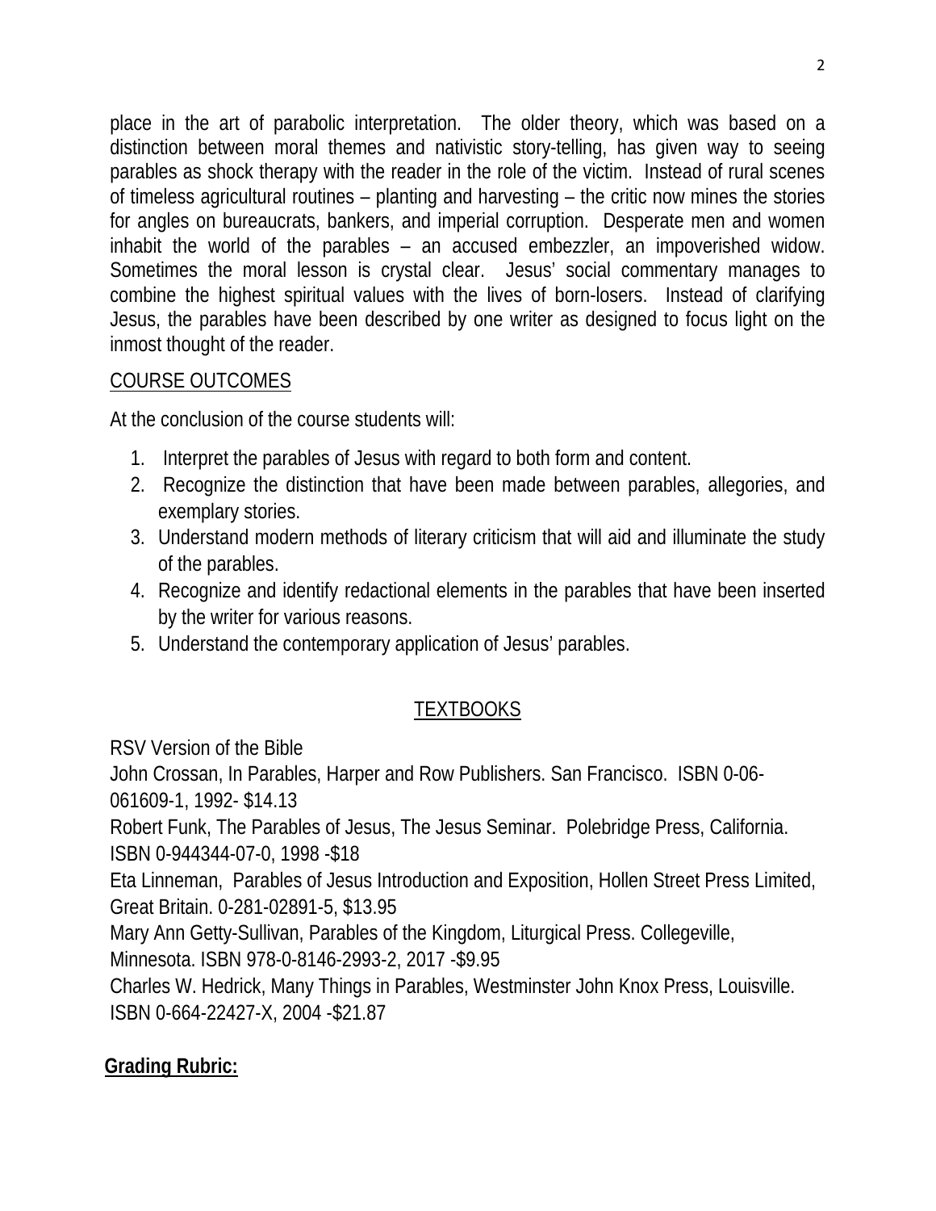place in the art of parabolic interpretation. The older theory, which was based on a distinction between moral themes and nativistic story-telling, has given way to seeing parables as shock therapy with the reader in the role of the victim. Instead of rural scenes of timeless agricultural routines – planting and harvesting – the critic now mines the stories for angles on bureaucrats, bankers, and imperial corruption. Desperate men and women inhabit the world of the parables – an accused embezzler, an impoverished widow. Sometimes the moral lesson is crystal clear. Jesus' social commentary manages to combine the highest spiritual values with the lives of born-losers. Instead of clarifying Jesus, the parables have been described by one writer as designed to focus light on the inmost thought of the reader.

COURSE OUTCOMES

At the conclusion of the course students will:

1. Interpret the parables of Jesus with regard to both form and content.
2. Recognize the distinction that have been made between parables, allegories, and exemplary stories.
3. Understand modern methods of literary criticism that will aid and illuminate the study of the parables.
4. Recognize and identify redactional elements in the parables that have been inserted by the writer for various reasons.
5. Understand the contemporary application of Jesus' parables.

TEXTBOOKS

RSV Version of the Bible
John Crossan, In Parables, Harper and Row Publishers. San Francisco. ISBN 0-06-061609-1, 1992- $14.13
Robert Funk, The Parables of Jesus, The Jesus Seminar. Polebridge Press, California. ISBN 0-944344-07-0, 1998 -$18
Eta Linneman, Parables of Jesus Introduction and Exposition, Hollen Street Press Limited, Great Britain. 0-281-02891-5, $13.95
Mary Ann Getty-Sullivan, Parables of the Kingdom, Liturgical Press. Collegeville, Minnesota. ISBN 978-0-8146-2993-2, 2017 -$9.95
Charles W. Hedrick, Many Things in Parables, Westminster John Knox Press, Louisville. ISBN 0-664-22427-X, 2004 -$21.87

**Grading Rubric:**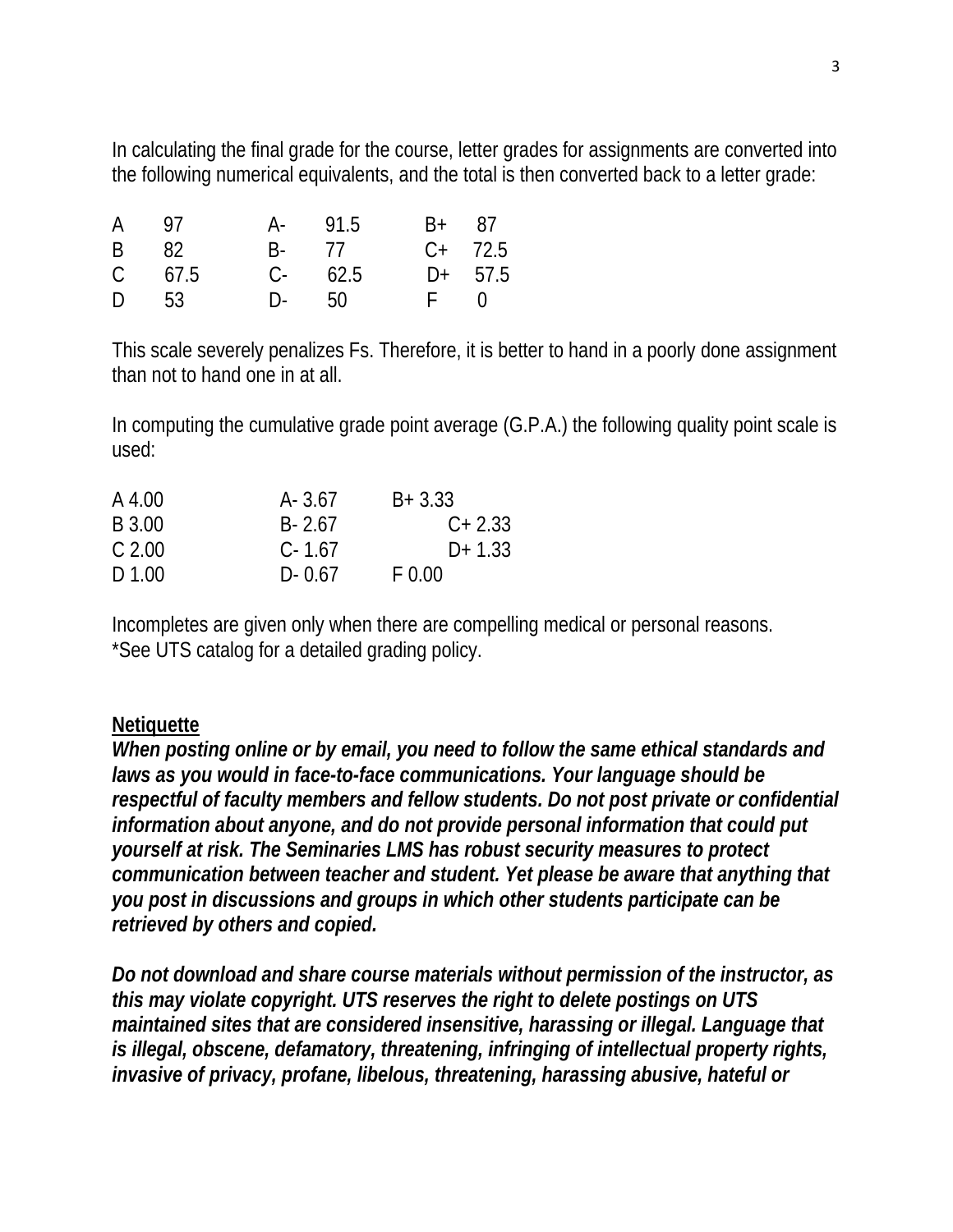In calculating the final grade for the course, letter grades for assignments are converted into the following numerical equivalents, and the total is then converted back to a letter grade:

| | | | | | |
|---|---|---|---|---|---|
| A | 97 | A- | 91.5 | B+ | 87 |
| B | 82 | B- | 77 | C+ | 72.5 |
| C | 67.5 | C- | 62.5 | D+ | 57.5 |
| D | 53 | D- | 50 | F | 0 |

This scale severely penalizes Fs. Therefore, it is better to hand in a poorly done assignment than not to hand one in at all.

In computing the cumulative grade point average (G.P.A.) the following quality point scale is used:

| | | |
|---|---|---|
| A 4.00 | A- 3.67 | B+ 3.33 |
| B 3.00 | B- 2.67 | C+ 2.33 |
| C 2.00 | C- 1.67 | D+ 1.33 |
| D 1.00 | D- 0.67 | F 0.00 |

Incompletes are given only when there are compelling medical or personal reasons.
*See UTS catalog for a detailed grading policy.

**Netiquette**

***When posting online or by email, you need to follow the same ethical standards and laws as you would in face-to-face communications. Your language should be respectful of faculty members and fellow students. Do not post private or confidential information about anyone, and do not provide personal information that could put yourself at risk. The Seminaries LMS has robust security measures to protect communication between teacher and student. Yet please be aware that anything that you post in discussions and groups in which other students participate can be retrieved by others and copied.***

***Do not download and share course materials without permission of the instructor, as this may violate copyright. UTS reserves the right to delete postings on UTS maintained sites that are considered insensitive, harassing or illegal. Language that is illegal, obscene, defamatory, threatening, infringing of intellectual property rights, invasive of privacy, profane, libelous, threatening, harassing abusive, hateful or***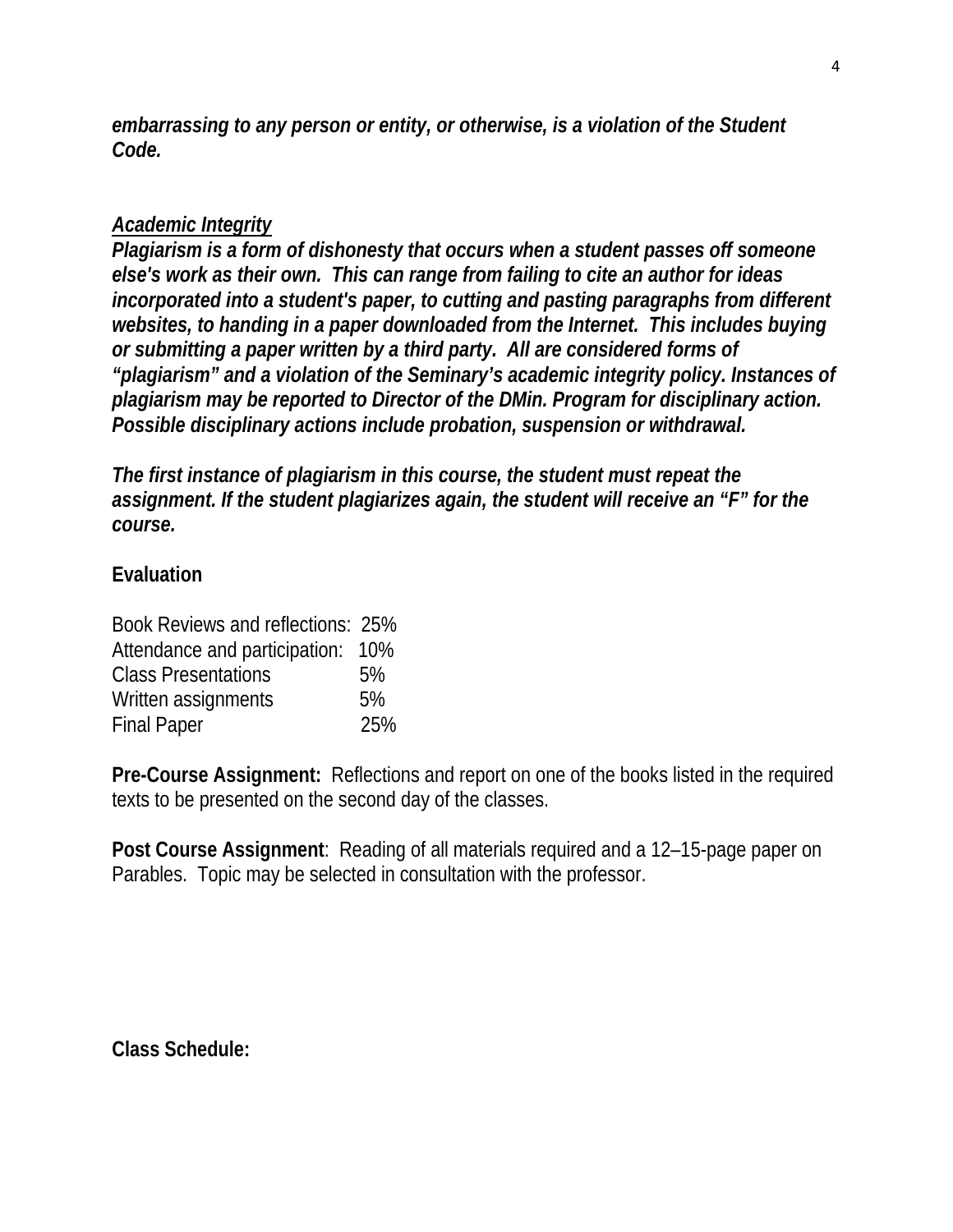***embarrassing to any person or entity, or otherwise, is a violation of the Student Code.***

***Academic Integrity***

***Plagiarism is a form of dishonesty that occurs when a student passes off someone else's work as their own. This can range from failing to cite an author for ideas incorporated into a student's paper, to cutting and pasting paragraphs from different websites, to handing in a paper downloaded from the Internet. This includes buying or submitting a paper written by a third party. All are considered forms of "plagiarism" and a violation of the Seminary's academic integrity policy. Instances of plagiarism may be reported to Director of the DMin. Program for disciplinary action. Possible disciplinary actions include probation, suspension or withdrawal.***

***The first instance of plagiarism in this course, the student must repeat the assignment. If the student plagiarizes again, the student will receive an "F" for the course.***

**Evaluation**

| | |
|---|---|
| Book Reviews and reflections: | 25% |
| Attendance and participation: | 10% |
| Class Presentations | 5% |
| Written assignments | 5% |
| Final Paper | 25% |

**Pre-Course Assignment:** Reflections and report on one of the books listed in the required texts to be presented on the second day of the classes.

**Post Course Assignment**: Reading of all materials required and a 12–15-page paper on Parables. Topic may be selected in consultation with the professor.

**Class Schedule:**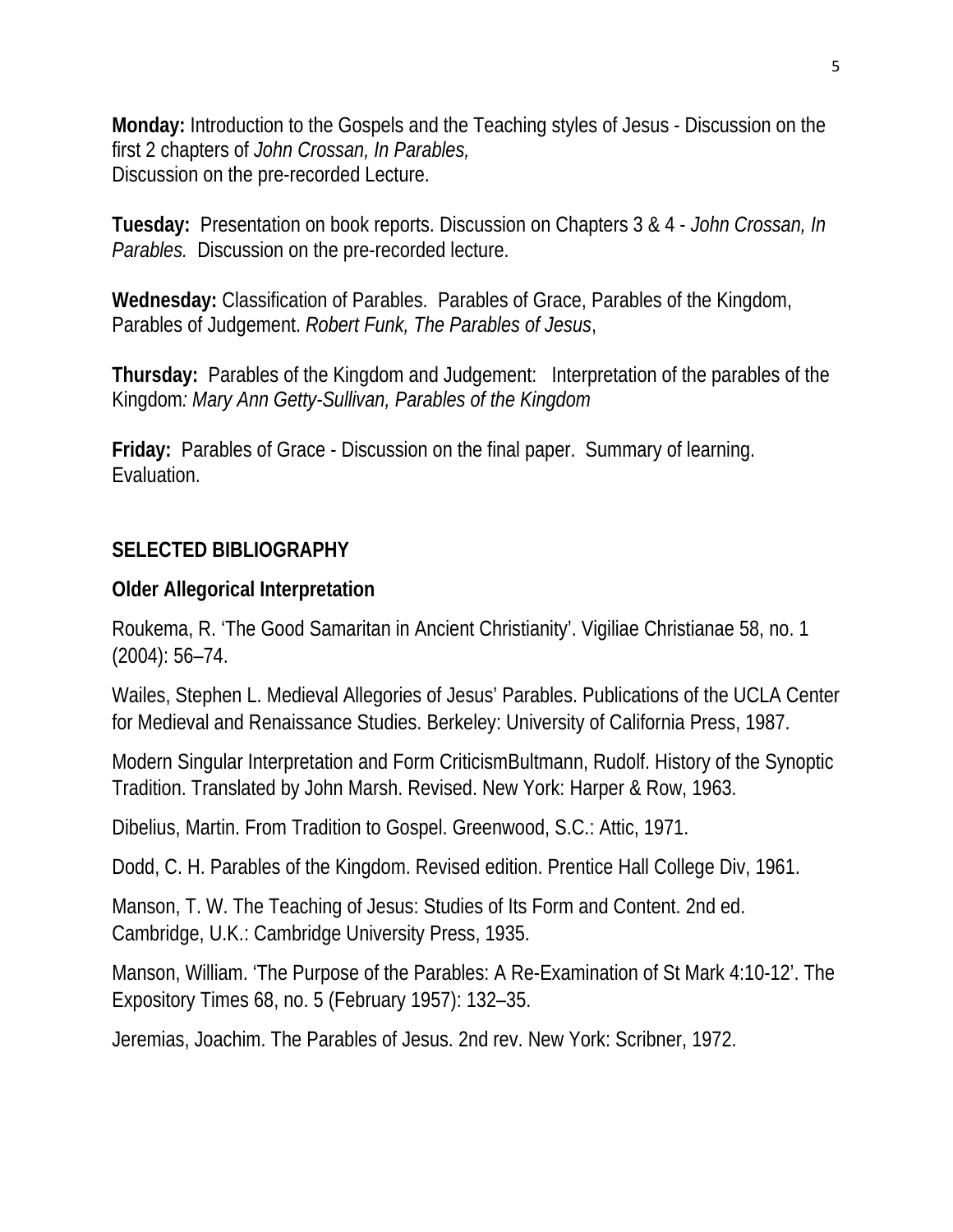**Monday:** Introduction to the Gospels and the Teaching styles of Jesus - Discussion on the first 2 chapters of *John Crossan, In Parables,*
Discussion on the pre-recorded Lecture.

**Tuesday:** Presentation on book reports. Discussion on Chapters 3 & 4 - *John Crossan, In Parables.* Discussion on the pre-recorded lecture.

**Wednesday:** Classification of Parables. Parables of Grace, Parables of the Kingdom, Parables of Judgement. *Robert Funk, The Parables of Jesus*,

**Thursday:** Parables of the Kingdom and Judgement: Interpretation of the parables of the Kingdom*: Mary Ann Getty-Sullivan, Parables of the Kingdom*

**Friday:** Parables of Grace - Discussion on the final paper. Summary of learning. Evaluation.

## SELECTED BIBLIOGRAPHY

### Older Allegorical Interpretation

Roukema, R. 'The Good Samaritan in Ancient Christianity'. Vigiliae Christianae 58, no. 1 (2004): 56–74.

Wailes, Stephen L. Medieval Allegories of Jesus' Parables. Publications of the UCLA Center for Medieval and Renaissance Studies. Berkeley: University of California Press, 1987.

Modern Singular Interpretation and Form CriticismBultmann, Rudolf. History of the Synoptic Tradition. Translated by John Marsh. Revised. New York: Harper & Row, 1963.

Dibelius, Martin. From Tradition to Gospel. Greenwood, S.C.: Attic, 1971.

Dodd, C. H. Parables of the Kingdom. Revised edition. Prentice Hall College Div, 1961.

Manson, T. W. The Teaching of Jesus: Studies of Its Form and Content. 2nd ed. Cambridge, U.K.: Cambridge University Press, 1935.

Manson, William. 'The Purpose of the Parables: A Re-Examination of St Mark 4:10-12'. The Expository Times 68, no. 5 (February 1957): 132–35.

Jeremias, Joachim. The Parables of Jesus. 2nd rev. New York: Scribner, 1972.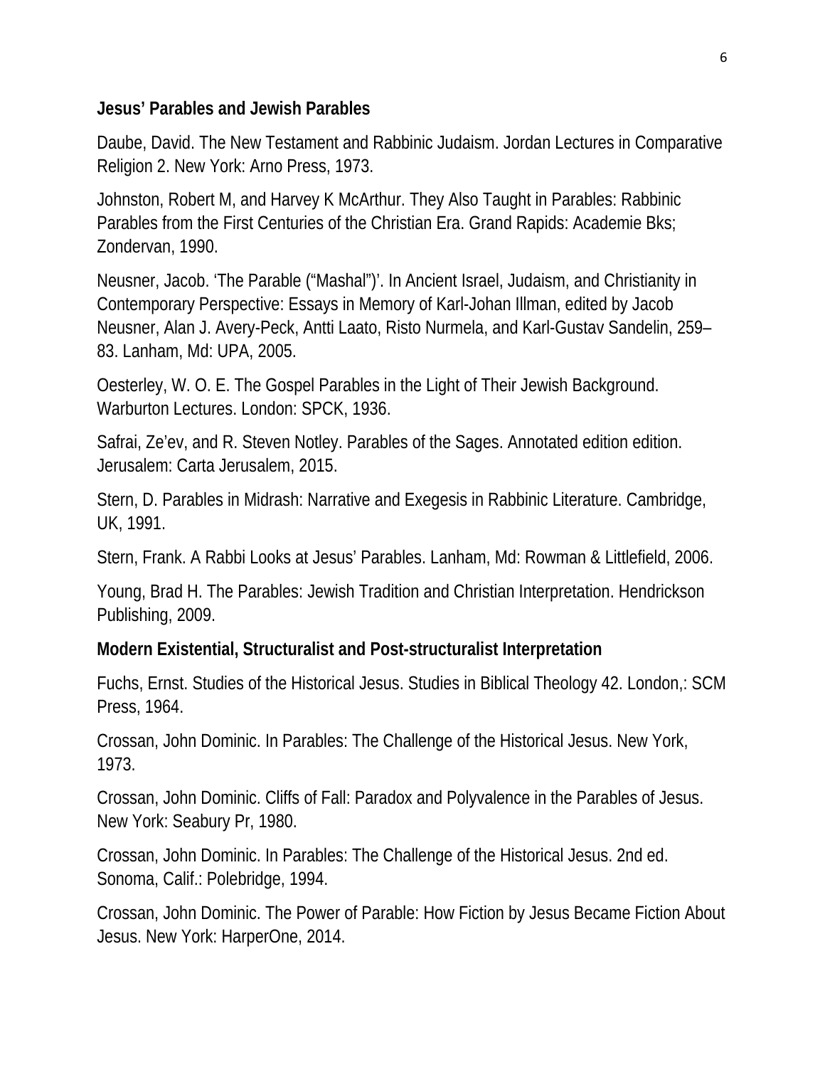**Jesus' Parables and Jewish Parables**

Daube, David. The New Testament and Rabbinic Judaism. Jordan Lectures in Comparative Religion 2. New York: Arno Press, 1973.

Johnston, Robert M, and Harvey K McArthur. They Also Taught in Parables: Rabbinic Parables from the First Centuries of the Christian Era. Grand Rapids: Academie Bks; Zondervan, 1990.

Neusner, Jacob. 'The Parable ("Mashal")'. In Ancient Israel, Judaism, and Christianity in Contemporary Perspective: Essays in Memory of Karl-Johan Illman, edited by Jacob Neusner, Alan J. Avery-Peck, Antti Laato, Risto Nurmela, and Karl-Gustav Sandelin, 259–83. Lanham, Md: UPA, 2005.

Oesterley, W. O. E. The Gospel Parables in the Light of Their Jewish Background. Warburton Lectures. London: SPCK, 1936.

Safrai, Ze'ev, and R. Steven Notley. Parables of the Sages. Annotated edition edition. Jerusalem: Carta Jerusalem, 2015.

Stern, D. Parables in Midrash: Narrative and Exegesis in Rabbinic Literature. Cambridge, UK, 1991.

Stern, Frank. A Rabbi Looks at Jesus' Parables. Lanham, Md: Rowman & Littlefield, 2006.

Young, Brad H. The Parables: Jewish Tradition and Christian Interpretation. Hendrickson Publishing, 2009.

**Modern Existential, Structuralist and Post-structuralist Interpretation**

Fuchs, Ernst. Studies of the Historical Jesus. Studies in Biblical Theology 42. London,: SCM Press, 1964.

Crossan, John Dominic. In Parables: The Challenge of the Historical Jesus. New York, 1973.

Crossan, John Dominic. Cliffs of Fall: Paradox and Polyvalence in the Parables of Jesus. New York: Seabury Pr, 1980.

Crossan, John Dominic. In Parables: The Challenge of the Historical Jesus. 2nd ed. Sonoma, Calif.: Polebridge, 1994.

Crossan, John Dominic. The Power of Parable: How Fiction by Jesus Became Fiction About Jesus. New York: HarperOne, 2014.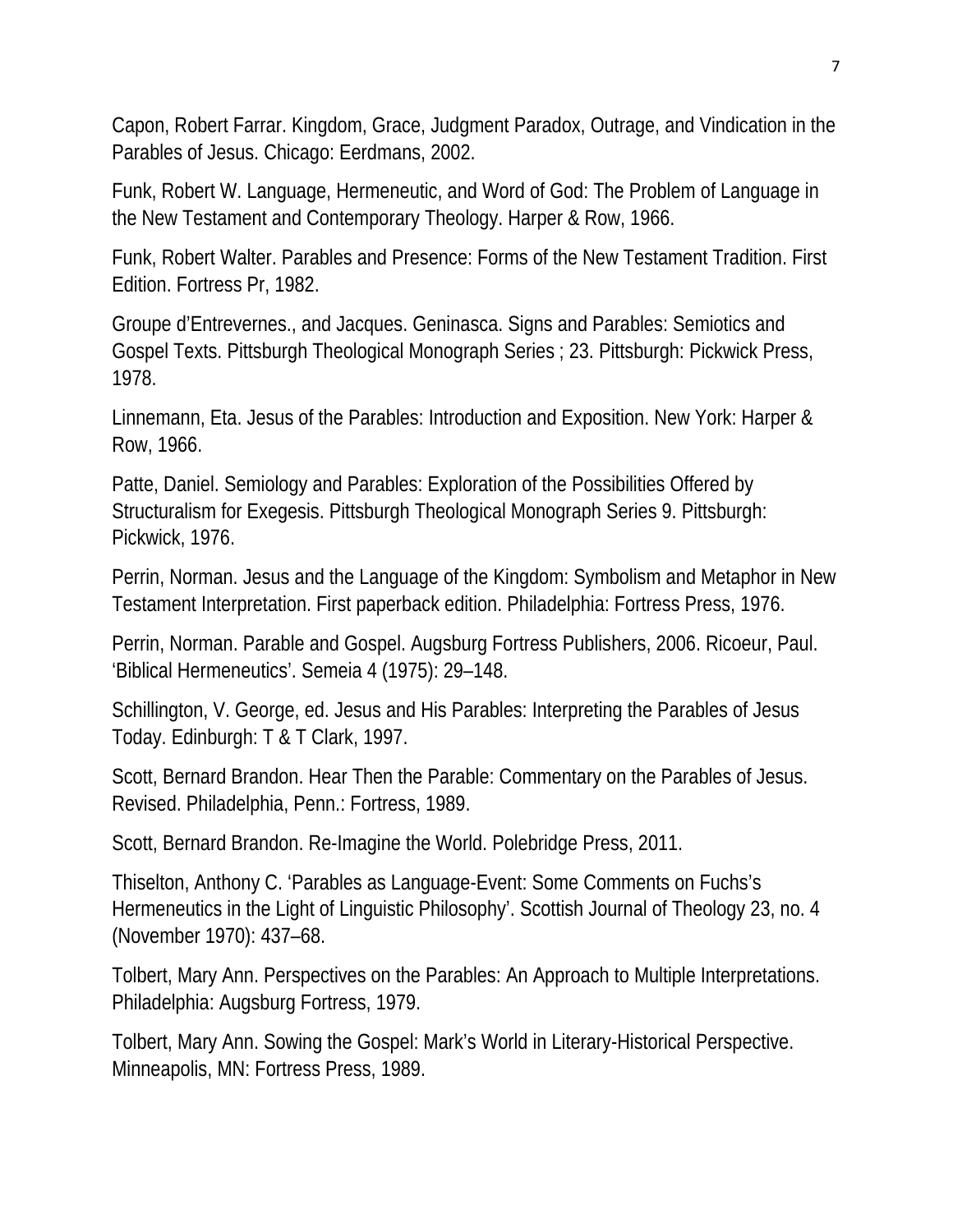Capon, Robert Farrar. Kingdom, Grace, Judgment Paradox, Outrage, and Vindication in the Parables of Jesus. Chicago: Eerdmans, 2002.

Funk, Robert W. Language, Hermeneutic, and Word of God: The Problem of Language in the New Testament and Contemporary Theology. Harper & Row, 1966.

Funk, Robert Walter. Parables and Presence: Forms of the New Testament Tradition. First Edition. Fortress Pr, 1982.

Groupe d'Entrevernes., and Jacques. Geninasca. Signs and Parables: Semiotics and Gospel Texts. Pittsburgh Theological Monograph Series ; 23. Pittsburgh: Pickwick Press, 1978.

Linnemann, Eta. Jesus of the Parables: Introduction and Exposition. New York: Harper & Row, 1966.

Patte, Daniel. Semiology and Parables: Exploration of the Possibilities Offered by Structuralism for Exegesis. Pittsburgh Theological Monograph Series 9. Pittsburgh: Pickwick, 1976.

Perrin, Norman. Jesus and the Language of the Kingdom: Symbolism and Metaphor in New Testament Interpretation. First paperback edition. Philadelphia: Fortress Press, 1976.

Perrin, Norman. Parable and Gospel. Augsburg Fortress Publishers, 2006. Ricoeur, Paul. 'Biblical Hermeneutics'. Semeia 4 (1975): 29–148.

Schillington, V. George, ed. Jesus and His Parables: Interpreting the Parables of Jesus Today. Edinburgh: T & T Clark, 1997.

Scott, Bernard Brandon. Hear Then the Parable: Commentary on the Parables of Jesus. Revised. Philadelphia, Penn.: Fortress, 1989.

Scott, Bernard Brandon. Re-Imagine the World. Polebridge Press, 2011.

Thiselton, Anthony C. 'Parables as Language-Event: Some Comments on Fuchs's Hermeneutics in the Light of Linguistic Philosophy'. Scottish Journal of Theology 23, no. 4 (November 1970): 437–68.

Tolbert, Mary Ann. Perspectives on the Parables: An Approach to Multiple Interpretations. Philadelphia: Augsburg Fortress, 1979.

Tolbert, Mary Ann. Sowing the Gospel: Mark's World in Literary-Historical Perspective. Minneapolis, MN: Fortress Press, 1989.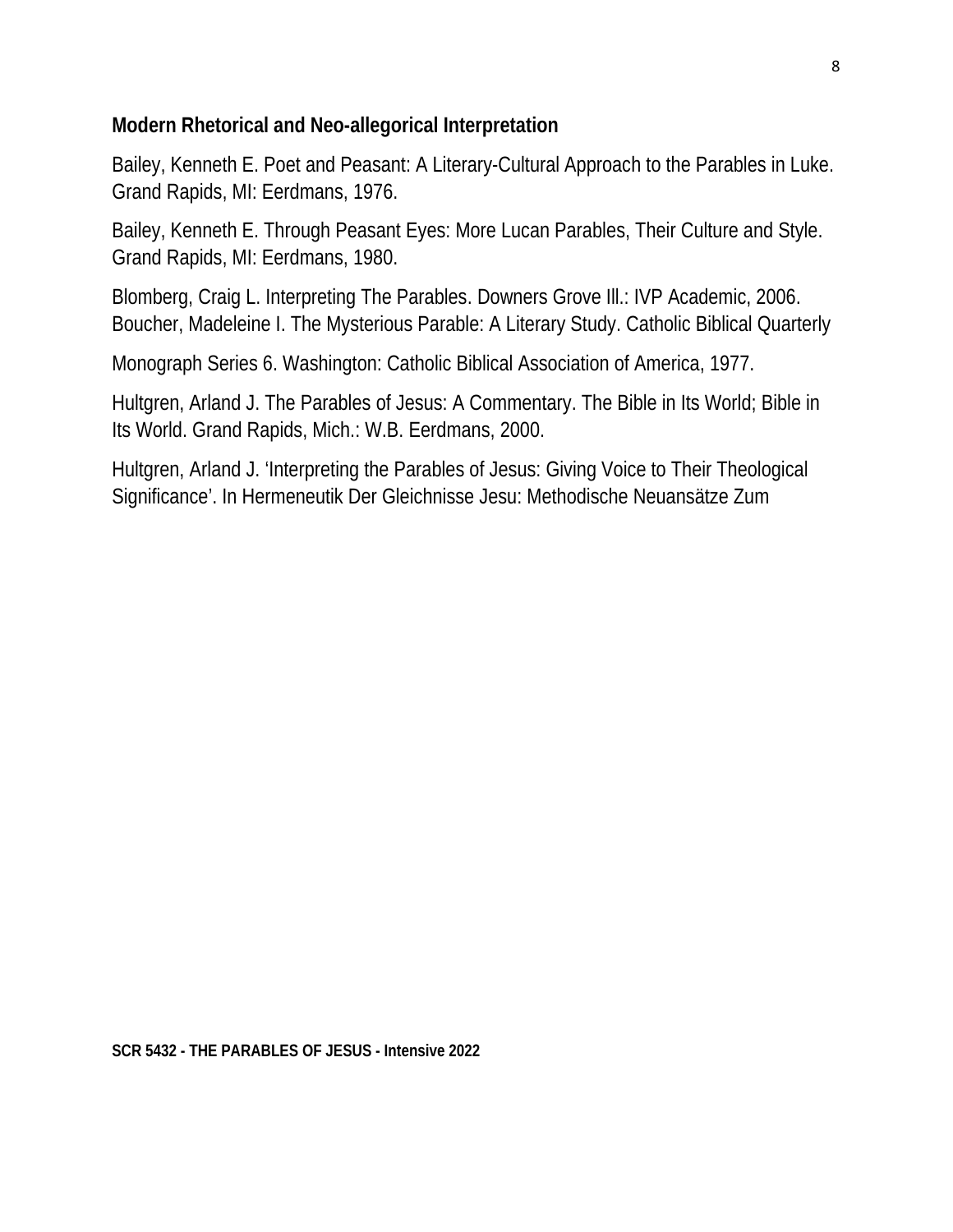**Modern Rhetorical and Neo-allegorical Interpretation**

Bailey, Kenneth E. Poet and Peasant: A Literary-Cultural Approach to the Parables in Luke. Grand Rapids, MI: Eerdmans, 1976.

Bailey, Kenneth E. Through Peasant Eyes: More Lucan Parables, Their Culture and Style. Grand Rapids, MI: Eerdmans, 1980.

Blomberg, Craig L. Interpreting The Parables. Downers Grove Ill.: IVP Academic, 2006.
Boucher, Madeleine I. The Mysterious Parable: A Literary Study. Catholic Biblical Quarterly

Monograph Series 6. Washington: Catholic Biblical Association of America, 1977.

Hultgren, Arland J. The Parables of Jesus: A Commentary. The Bible in Its World; Bible in Its World. Grand Rapids, Mich.: W.B. Eerdmans, 2000.

Hultgren, Arland J. 'Interpreting the Parables of Jesus: Giving Voice to Their Theological Significance'. In Hermeneutik Der Gleichnisse Jesu: Methodische Neuansätze Zum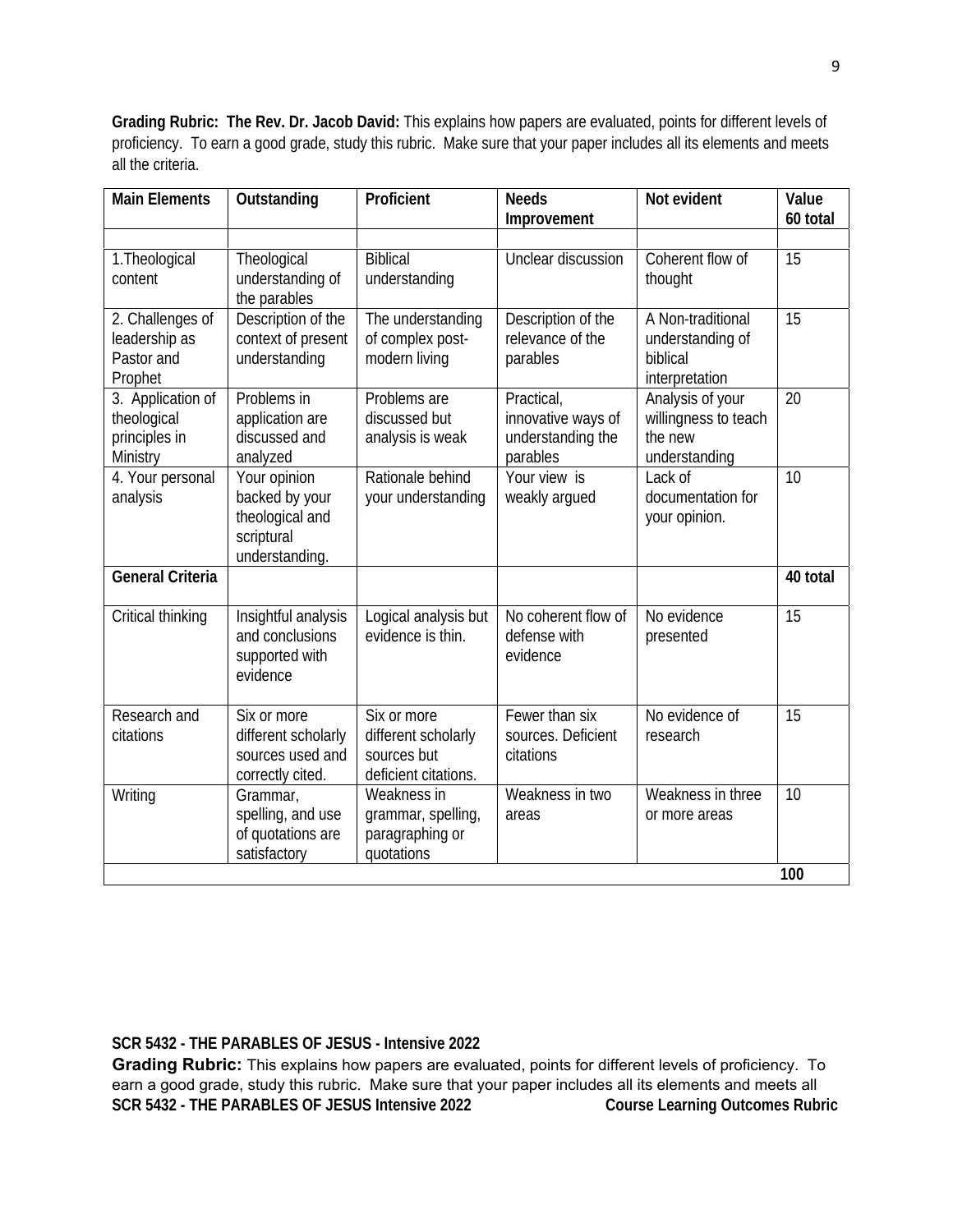**Grading Rubric: The Rev. Dr. Jacob David:** This explains how papers are evaluated, points for different levels of proficiency. To earn a good grade, study this rubric. Make sure that your paper includes all its elements and meets all the criteria.

| **Main Elements** | **Outstanding** | **Proficient** | **Needs Improvement** | **Not evident** | **Value 60 total** |
|---|---|---|---|---|---|
| | | | | | |
| 1.Theological content | Theological understanding of the parables | Biblical understanding | Unclear discussion | Coherent flow of thought | 15 |
| 2. Challenges of leadership as Pastor and Prophet | Description of the context of present understanding | The understanding of complex post-modern living | Description of the relevance of the parables | A Non-traditional understanding of biblical interpretation | 15 |
| 3. Application of theological principles in Ministry | Problems in application are discussed and analyzed | Problems are discussed but analysis is weak | Practical, innovative ways of understanding the parables | Analysis of your willingness to teach the new understanding | 20 |
| 4. Your personal analysis | Your opinion backed by your theological and scriptural understanding. | Rationale behind your understanding | Your view is weakly argued | Lack of documentation for your opinion. | 10 |
| **General Criteria** | | | | | **40 total** |
| Critical thinking | Insightful analysis and conclusions supported with evidence | Logical analysis but evidence is thin. | No coherent flow of defense with evidence | No evidence presented | 15 |
| Research and citations | Six or more different scholarly sources used and correctly cited. | Six or more different scholarly sources but deficient citations. | Fewer than six sources. Deficient citations | No evidence of research | 15 |
| Writing | Grammar, spelling, and use of quotations are satisfactory | Weakness in grammar, spelling, paragraphing or quotations | Weakness in two areas | Weakness in three or more areas | 10 |
| | | | | | **100** |

**SCR 5432 - THE PARABLES OF JESUS - Intensive 2022**

**Grading Rubric:** This explains how papers are evaluated, points for different levels of proficiency. To earn a good grade, study this rubric. Make sure that your paper includes all its elements and meets all

**SCR 5432 - THE PARABLES OF JESUS Intensive 2022** **Course Learning Outcomes Rubric**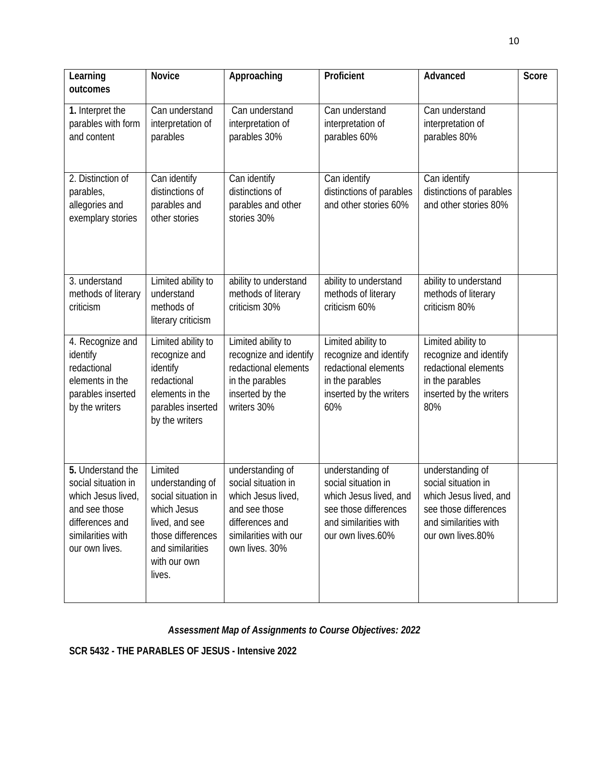| **Learning outcomes** | **Novice** | **Approaching** | **Proficient** | **Advanced** | **Score** |
|---|---|---|---|---|---|
| **1.** Interpret the parables with form and content | Can understand interpretation of parables | Can understand interpretation of parables 30% | Can understand interpretation of parables 60% | Can understand interpretation of parables 80% | |
| 2. Distinction of parables, allegories and exemplary stories | Can identify distinctions of parables and other stories | Can identify distinctions of parables and other stories 30% | Can identify distinctions of parables and other stories 60% | Can identify distinctions of parables and other stories 80% | |
| 3. understand methods of literary criticism | Limited ability to understand methods of literary criticism | ability to understand methods of literary criticism 30% | ability to understand methods of literary criticism 60% | ability to understand methods of literary criticism 80% | |
| 4. Recognize and identify redactional elements in the parables inserted by the writers | Limited ability to recognize and identify redactional elements in the parables inserted by the writers | Limited ability to recognize and identify redactional elements in the parables inserted by the writers 30% | Limited ability to recognize and identify redactional elements in the parables inserted by the writers 60% | Limited ability to recognize and identify redactional elements in the parables inserted by the writers 80% | |
| **5.** Understand the social situation in which Jesus lived, and see those differences and similarities with our own lives. | Limited understanding of social situation in which Jesus lived, and see those differences and similarities with our own lives. | understanding of social situation in which Jesus lived, and see those differences and similarities with our own lives. 30% | understanding of social situation in which Jesus lived, and see those differences and similarities with our own lives.60% | understanding of social situation in which Jesus lived, and see those differences and similarities with our own lives.80% | |

***Assessment Map of Assignments to Course Objectives: 2022***

**SCR 5432 - THE PARABLES OF JESUS - Intensive 2022**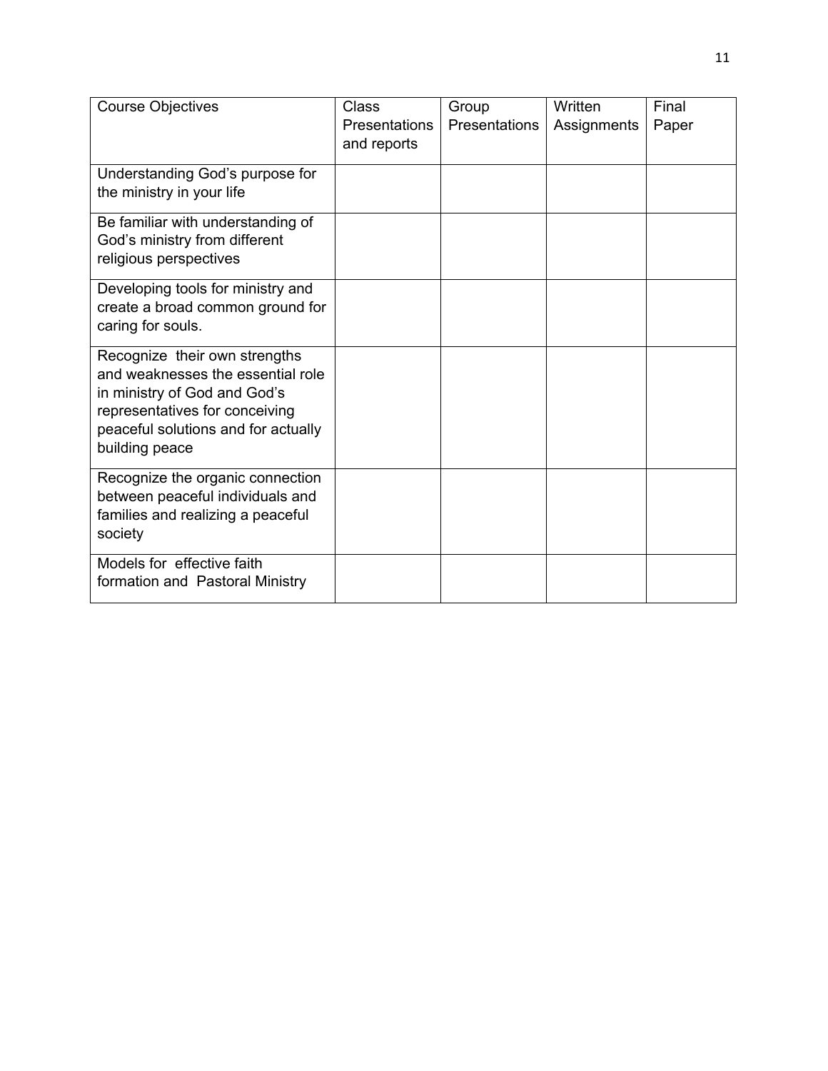| Course Objectives | Class Presentations and reports | Group Presentations | Written Assignments | Final Paper |
|---|---|---|---|---|
| Understanding God's purpose for the ministry in your life | | | | |
| Be familiar with understanding of God's ministry from different religious perspectives | | | | |
| Developing tools for ministry and create a broad common ground for caring for souls. | | | | |
| Recognize their own strengths and weaknesses the essential role in ministry of God and God's representatives for conceiving peaceful solutions and for actually building peace | | | | |
| Recognize the organic connection between peaceful individuals and families and realizing a peaceful society | | | | |
| Models for effective faith formation and Pastoral Ministry | | | | |